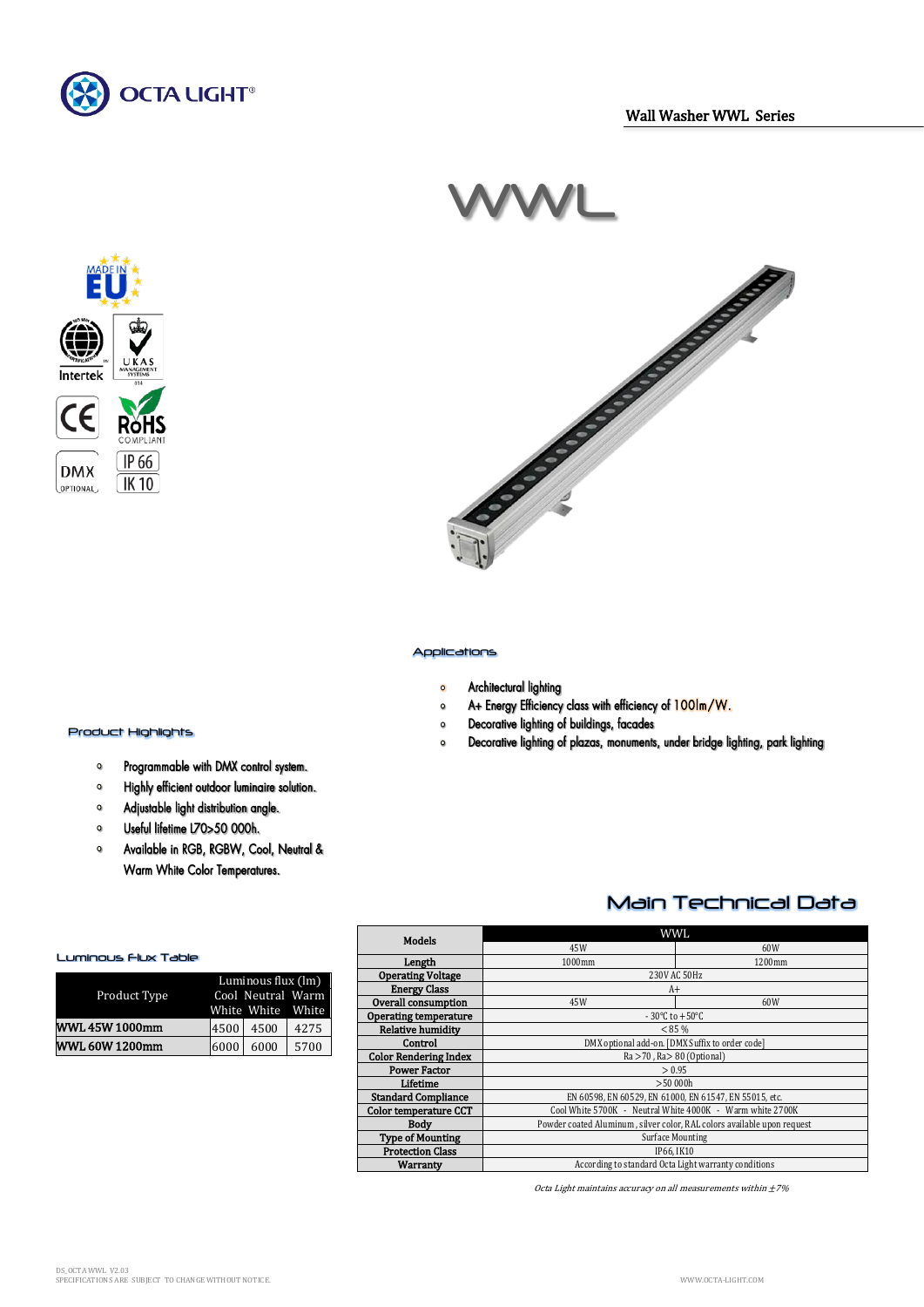OCTA LIGHT®

Wall Washer WWL Series

# WWL

MADE IN EU

Intertek

UKAS MANAGEMENT SYSTEMS 014

CE

RoHS COMPLIANT

DMX OPTIONAL

IP 66

IK 10

## Applications

- Architectural lighting
- A+ Energy Efficiency class with efficiency of 100lm/W.
- Decorative lighting of buildings, facades
- Decorative lighting of plazas, monuments, under bridge lighting, park lighting

## Product Highlights

- Programmable with DMX control system.
- Highly efficient outdoor luminaire solution.
- Adjustable light distribution angle.
- Useful lifetime L70>50 000h.
- Available in RGB, RGBW, Cool, Neutral & Warm White Color Temperatures.

## Main Technical Data

| Models | WWL | |
|---|---|---|
| | 45W | 60W |
| Length | 1000mm | 1200mm |
| Operating Voltage | 230V AC 50Hz | |
| Energy Class | A+ | |
| Overall consumption | 45W | 60W |
| Operating temperature | - 30°C to +50°C | |
| Relative humidity | <85 % | |
| Control | DMX optional add-on. [DMX Suffix to order code] | |
| Color Rendering Index | Ra >70 , Ra> 80 (Optional) | |
| Power Factor | > 0.95 | |
| Lifetime | >50 000h | |
| Standard Compliance | EN 60598, EN 60529, EN 61000, EN 61547, EN 55015, etc. | |
| Color temperature CCT | Cool White 5700K - Neutral White 4000K - Warm white 2700K | |
| Body | Powder coated Aluminum , silver color, RAL colors available upon request | |
| Type of Mounting | Surface Mounting | |
| Protection Class | IP66, IK10 | |
| Warranty | According to standard Octa Light warranty conditions | |

*Octa Light maintains accuracy on all measurements within ±7%*

## Luminous Flux Table

| Product Type | Luminous flux (lm) | | |
|---|---|---|---|
| | Cool White | Neutral White | Warm White |
| WWL 45W 1000mm | 4500 | 4500 | 4275 |
| WWL 60W 1200mm | 6000 | 6000 | 5700 |

DS_OCTA WWL V2.03
SPECIFICATIONS ARE SUBJECT TO CHANGE WITHOUT NOTICE.

WWW.OCTA-LIGHT.COM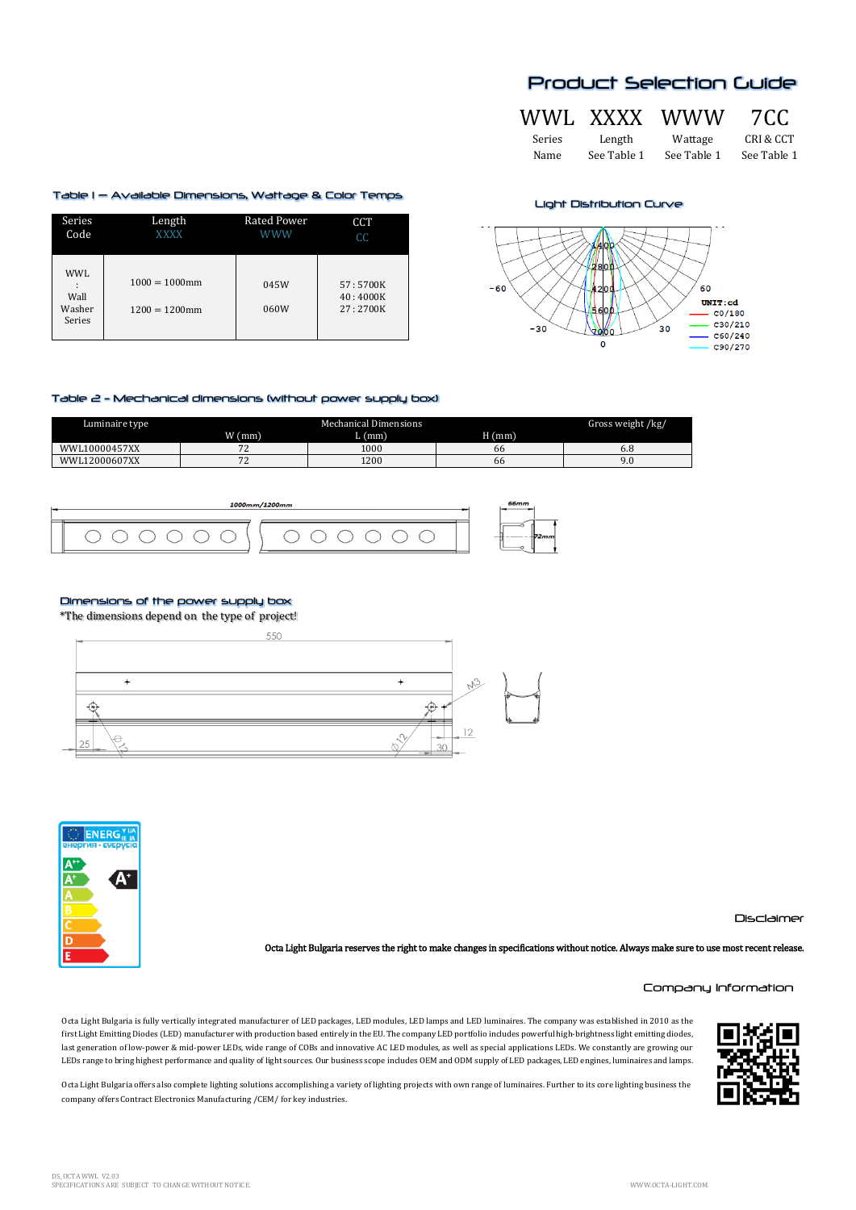# Product Selection Guide

| WWL | XXXX | WWW | 7CC |
|---|---|---|---|
| Series Name | Length See Table 1 | Wattage See Table 1 | CRI & CCT See Table 1 |

## Table I – Available Dimensions, Wattage & Color Temps

| Series Code | Length XXXX | Rated Power WWW | CCT CC |
|---|---|---|---|
| WWL : Wall Washer Series | 1000 = 1000mm<br>1200 = 1200mm | 045W<br>060W | 57 : 5700K<br>40 : 4000K<br>27 : 2700K |

## Light Distribution Curve

-60
60
-30
30
0
1400
2800
4200
5600
7000
UNIT:cd
C0/180
C30/210
C60/240
C90/270

## Table 2 - Mechanical dimensions (without power supply box)

| Luminaire type | Mechanical Dimensions | | | Gross weight /kg/ |
|---|---|---|---|---|
| | W (mm) | L (mm) | H (mm) | |
| WWL10000457XX | 72 | 1000 | 66 | 6.8 |
| WWL12000607XX | 72 | 1200 | 66 | 9.0 |

1000mm/1200mm
66mm
72mm

## Dimensions of the power supply box

*The dimensions depend on the type of project!

550
M3
25
⌀12
⌀12
30
12

A+

## Disclaimer

**Octa Light Bulgaria reserves the right to make changes in specifications without notice. Always make sure to use most recent release.**

## Company Information

Octa Light Bulgaria is fully vertically integrated manufacturer of LED packages, LED modules, LED lamps and LED luminaires. The company was established in 2010 as the first Light Emitting Diodes (LED) manufacturer with production based entirely in the EU. The company LED portfolio includes powerful high-brightness light emitting diodes, last generation of low-power & mid-power LEDs, wide range of COBs and innovative AC LED modules, as well as special applications LEDs. We constantly are growing our LEDs range to bring highest performance and quality of light sources. Our business scope includes OEM and ODM supply of LED packages, LED engines, luminaires and lamps.

Octa Light Bulgaria offers also complete lighting solutions accomplishing a variety of lighting projects with own range of luminaires. Further to its core lighting business the company offers Contract Electronics Manufacturing /CEM/ for key industries.

DS_OCTA WWL V2.03
SPECIFICATIONS ARE SUBJECT TO CHANGE WITHOUT NOTICE.

WWW.OCTA-LIGHT.COM